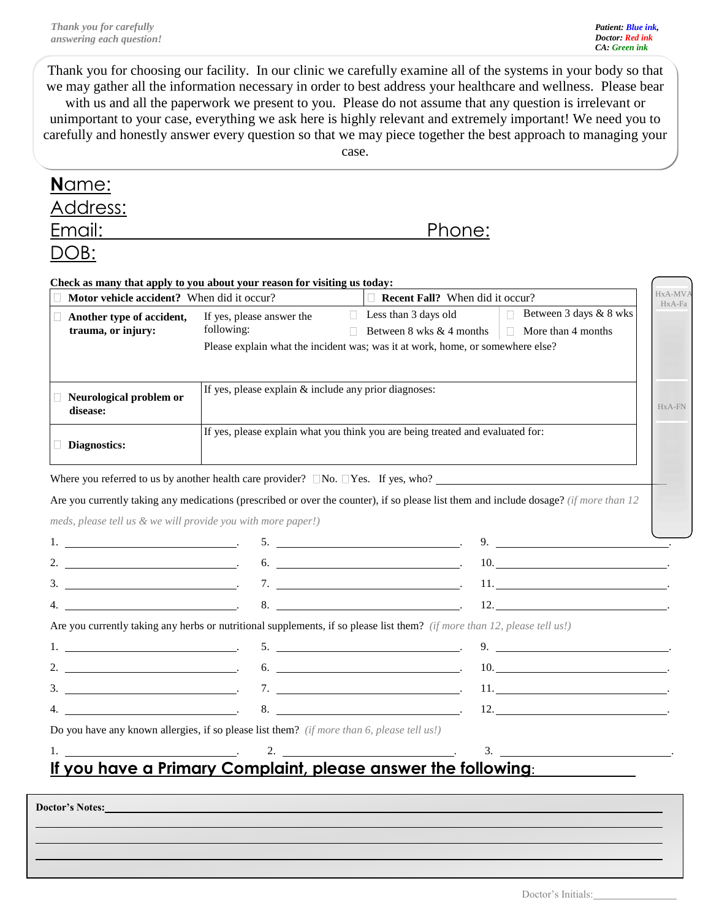*Thank you for carefully answering each question!*

***Patient: Blue ink, Doctor: Red ink, CA: Green ink***

Thank you for choosing our facility. In our clinic we carefully examine all of the systems in your body so that we may gather all the information necessary in order to best address your healthcare and wellness. Please bear with us and all the paperwork we present to you. Please do not assume that any question is irrelevant or unimportant to your case, everything we ask here is highly relevant and extremely important! We need you to carefully and honestly answer every question so that we may piece together the best approach to managing your case.

Name:

Address:

Email: ______________________________ Phone:

DOB:

**Check as many that apply to you about your reason for visiting us today:**

| | | | |
|---|---|---|---|
| ☐ **Motor vehicle accident?** When did it occur? | | ☐ **Recent Fall?** When did it occur? | |
| ☐ **Another type of accident, trauma, or injury:** | If yes, please answer the following: | ☐ Less than 3 days old | ☐ Between 3 days & 8 wks |
| | | ☐ Between 8 wks & 4 months | ☐ More than 4 months |
| | Please explain what the incident was; was it at work, home, or somewhere else? | | |
| ☐ **Neurological problem or disease:** | If yes, please explain & include any prior diagnoses: | | |
| ☐ **Diagnostics:** | If yes, please explain what you think you are being treated and evaluated for: | | |

HxA-MVA HxA-Fa

HxA-FN

Where you referred to us by another health care provider? ☐No. ☐Yes. If yes, who? ______________________

Are you currently taking any medications (prescribed or over the counter), if so please list them and include dosage? *(if more than 12 meds, please tell us & we will provide you with more paper!)*

1. ________ 5. ________ 9. ________
2. ________ 6. ________ 10. ________
3. ________ 7. ________ 11. ________
4. ________ 8. ________ 12. ________

Are you currently taking any herbs or nutritional supplements, if so please list them? *(if more than 12, please tell us!)*

1. ________ 5. ________ 9. ________
2. ________ 6. ________ 10. ________
3. ________ 7. ________ 11. ________
4. ________ 8. ________ 12. ________

Do you have any known allergies, if so please list them? *(if more than 6, please tell us!)*

1. ________ 2. ________ 3. ________

## If you have a Primary Complaint, please answer the following:

**Doctor's Notes:** ______________________________

Doctor's Initials: ____________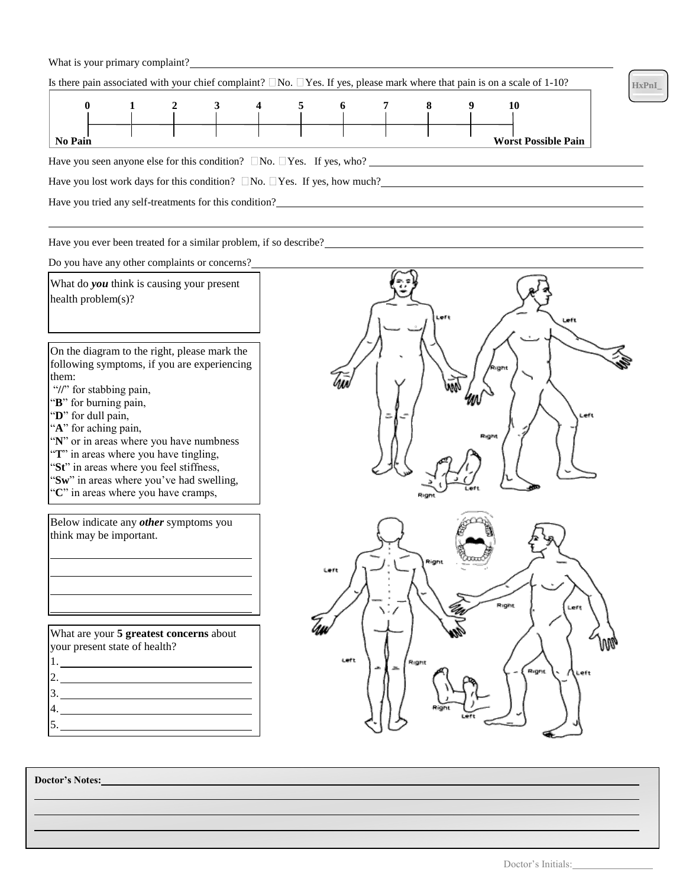What is your primary complaint? ______________________________________________

Is there pain associated with your chief complaint? ☐No. ☐Yes. If yes, please mark where that pain is on a scale of 1-10?

HxPnI_

| 0 | 1 | 2 | 3 | 4 | 5 | 6 | 7 | 8 | 9 | 10 |
|---|---|---|---|---|---|---|---|---|---|---|
| No Pain | | | | | | | | | | Worst Possible Pain |

Have you seen anyone else for this condition? ☐No. ☐Yes. If yes, who? ______________________________________________

Have you lost work days for this condition? ☐No. ☐Yes. If yes, how much? ______________________________________________

Have you tried any self-treatments for this condition? ______________________________________________

______________________________________________

Have you ever been treated for a similar problem, if so describe? ______________________________________________

Do you have any other complaints or concerns? ______________________________________________

What do ***you*** think is causing your present health problem(s)?

On the diagram to the right, please mark the following symptoms, if you are experiencing them:

"//" for stabbing pain,
"**B**" for burning pain,
"**D**" for dull pain,
"**A**" for aching pain,
"**N**" or in areas where you have numbness
"**T**" in areas where you have tingling,
"**St**" in areas where you feel stiffness,
"**Sw**" in areas where you've had swelling,
"**C**" in areas where you have cramps,

Left Right Left Right Left Right Left Right Left Right Left Right Left Right Left Right Left

Below indicate any ***other*** symptoms you think may be important.

______________________________________________

______________________________________________

______________________________________________

______________________________________________

What are your **5 greatest concerns** about your present state of health?

1. ______________________________
2. ______________________________
3. ______________________________
4. ______________________________
5. ______________________________

**Doctor's Notes:** ______________________________________________

______________________________________________

______________________________________________

______________________________________________

Doctor's Initials: ________________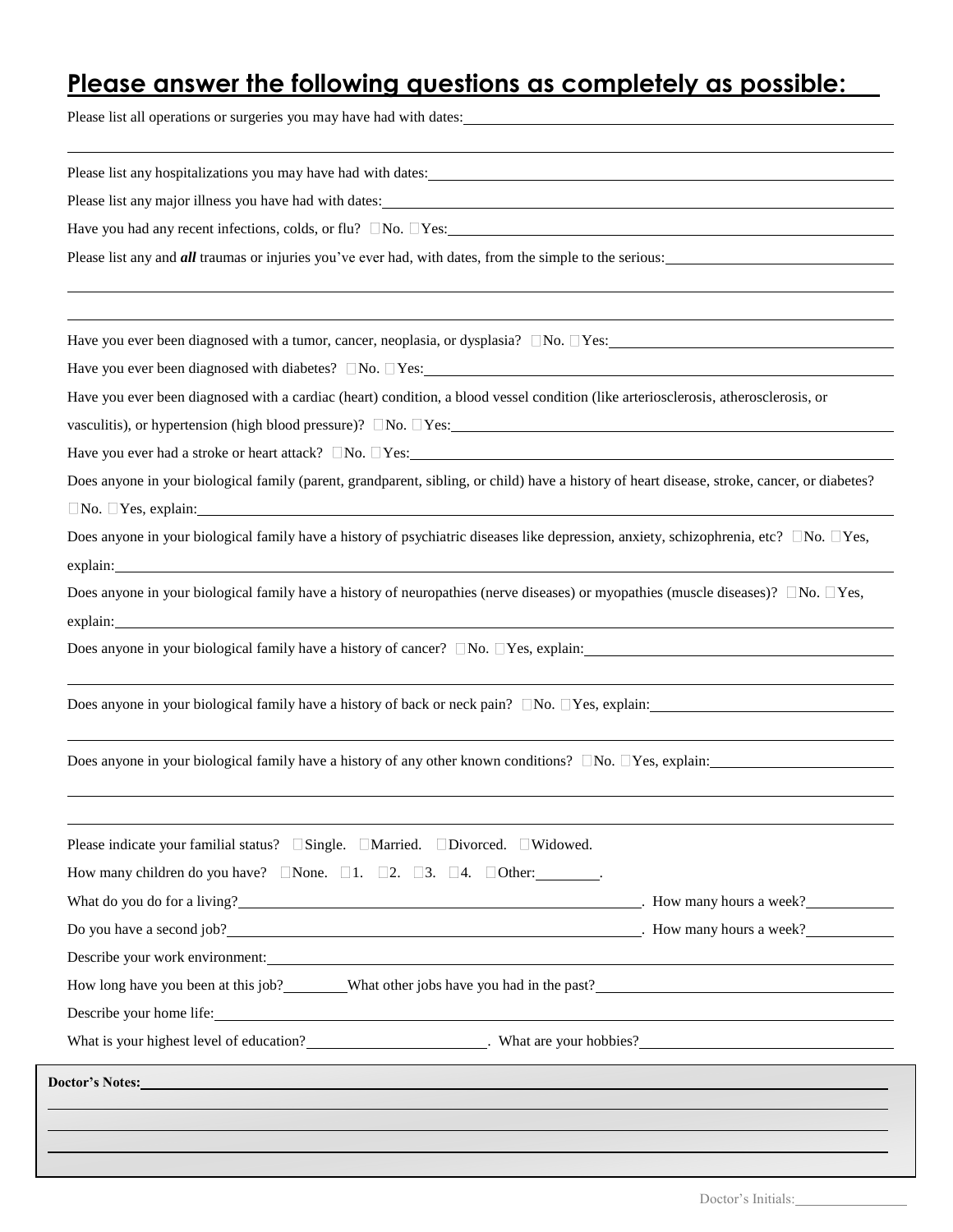## Please answer the following questions as completely as possible:

Please list all operations or surgeries you may have had with dates: ______________________________

______________________________

Please list any hospitalizations you may have had with dates: ______________________________

Please list any major illness you have had with dates: ______________________________

Have you had any recent infections, colds, or flu? ☐No. ☐Yes: ______________________________

Please list any and ***all*** traumas or injuries you've ever had, with dates, from the simple to the serious: ______________________________

______________________________

______________________________

Have you ever been diagnosed with a tumor, cancer, neoplasia, or dysplasia? ☐No. ☐Yes: ______________________________

Have you ever been diagnosed with diabetes? ☐No. ☐Yes: ______________________________

Have you ever been diagnosed with a cardiac (heart) condition, a blood vessel condition (like arteriosclerosis, atherosclerosis, or vasculitis), or hypertension (high blood pressure)? ☐No. ☐Yes: ______________________________

Have you ever had a stroke or heart attack? ☐No. ☐Yes: ______________________________

Does anyone in your biological family (parent, grandparent, sibling, or child) have a history of heart disease, stroke, cancer, or diabetes? ☐No. ☐Yes, explain: ______________________________

Does anyone in your biological family have a history of psychiatric diseases like depression, anxiety, schizophrenia, etc? ☐No. ☐Yes, explain: ______________________________

Does anyone in your biological family have a history of neuropathies (nerve diseases) or myopathies (muscle diseases)? ☐No. ☐Yes, explain: ______________________________

Does anyone in your biological family have a history of cancer? ☐No. ☐Yes, explain: ______________________________

______________________________

Does anyone in your biological family have a history of back or neck pain? ☐No. ☐Yes, explain: ______________________________

______________________________

Does anyone in your biological family have a history of any other known conditions? ☐No. ☐Yes, explain: ______________________________

______________________________

______________________________

Please indicate your familial status? ☐Single. ☐Married. ☐Divorced. ☐Widowed.

How many children do you have? ☐None. ☐1. ☐2. ☐3. ☐4. ☐Other: ________.

What do you do for a living? ______________________________. How many hours a week? ____________

Do you have a second job? ______________________________. How many hours a week? ____________

Describe your work environment: ______________________________

How long have you been at this job? ________ What other jobs have you had in the past? ______________________________

Describe your home life: ______________________________

What is your highest level of education? ______________________. What are your hobbies? ______________________________

**Doctor's Notes:** ______________________________

______________________________

______________________________

______________________________

Doctor's Initials: ________________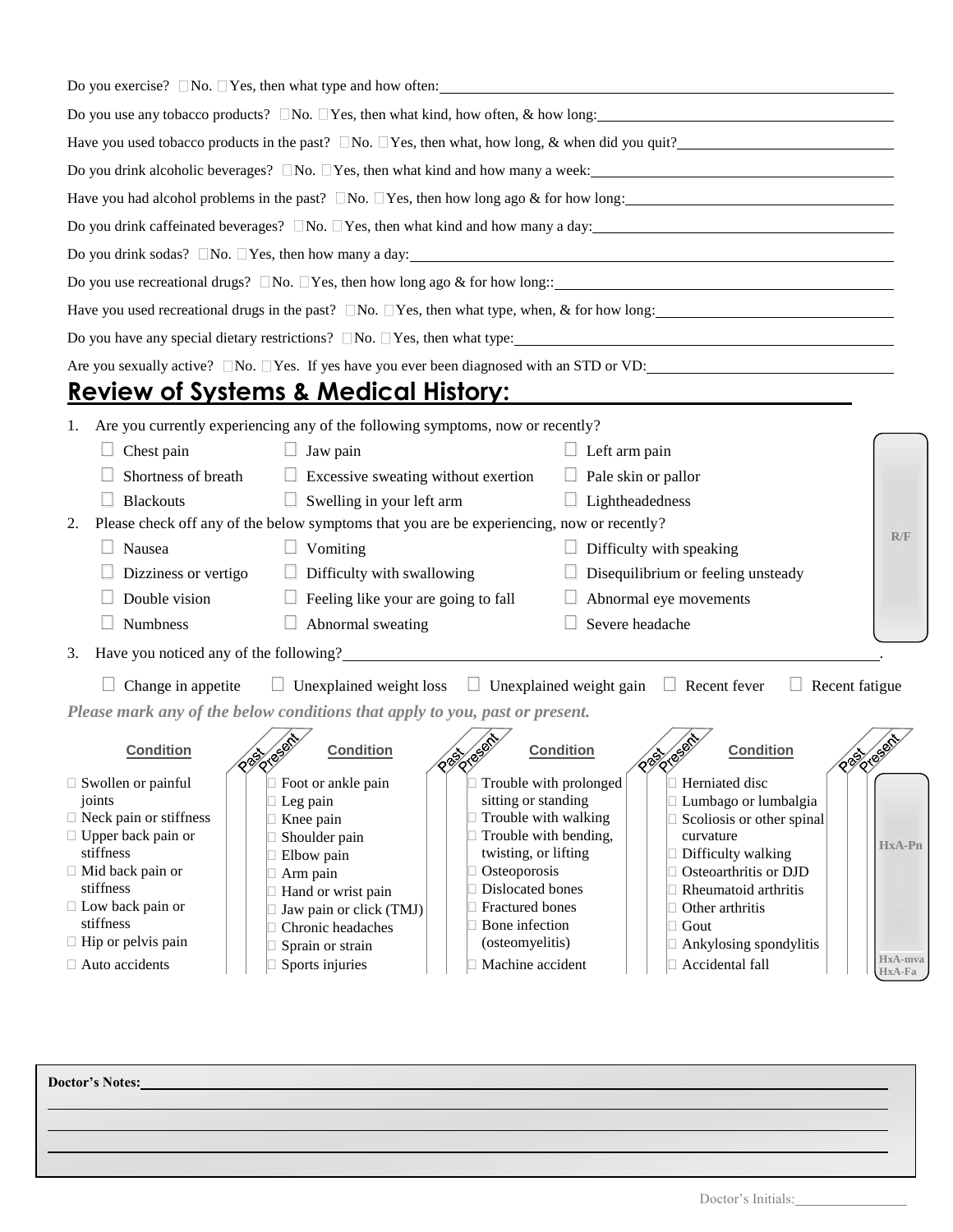Do you exercise? ☐No. ☐Yes, then what type and how often: \_\_\_\_\_\_\_\_\_\_\_\_\_\_\_\_\_\_\_\_

Do you use any tobacco products? ☐No. ☐Yes, then what kind, how often, & how long: \_\_\_\_\_\_\_\_\_\_\_\_\_\_\_\_\_\_\_\_

Have you used tobacco products in the past? ☐No. ☐Yes, then what, how long, & when did you quit? \_\_\_\_\_\_\_\_\_\_\_\_\_\_\_\_\_\_\_\_

Do you drink alcoholic beverages? ☐No. ☐Yes, then what kind and how many a week: \_\_\_\_\_\_\_\_\_\_\_\_\_\_\_\_\_\_\_\_

Have you had alcohol problems in the past? ☐No. ☐Yes, then how long ago & for how long: \_\_\_\_\_\_\_\_\_\_\_\_\_\_\_\_\_\_\_\_

Do you drink caffeinated beverages? ☐No. ☐Yes, then what kind and how many a day: \_\_\_\_\_\_\_\_\_\_\_\_\_\_\_\_\_\_\_\_

Do you drink sodas? ☐No. ☐Yes, then how many a day: \_\_\_\_\_\_\_\_\_\_\_\_\_\_\_\_\_\_\_\_

Do you use recreational drugs? ☐No. ☐Yes, then how long ago & for how long:: \_\_\_\_\_\_\_\_\_\_\_\_\_\_\_\_\_\_\_\_

Have you used recreational drugs in the past? ☐No. ☐Yes, then what type, when, & for how long: \_\_\_\_\_\_\_\_\_\_\_\_\_\_\_\_\_\_\_\_

Do you have any special dietary restrictions? ☐No. ☐Yes, then what type: \_\_\_\_\_\_\_\_\_\_\_\_\_\_\_\_\_\_\_\_

Are you sexually active? ☐No. ☐Yes. If yes have you ever been diagnosed with an STD or VD: \_\_\_\_\_\_\_\_\_\_\_\_\_\_\_\_\_\_\_\_

## Review of Systems & Medical History:

1. Are you currently experiencing any of the following symptoms, now or recently?

| | | |
|---|---|---|
| ☐ Chest pain | ☐ Jaw pain | ☐ Left arm pain |
| ☐ Shortness of breath | ☐ Excessive sweating without exertion | ☐ Pale skin or pallor |
| ☐ Blackouts | ☐ Swelling in your left arm | ☐ Lightheadedness |

2. Please check off any of the below symptoms that you are be experiencing, now or recently?

| | | |
|---|---|---|
| ☐ Nausea | ☐ Vomiting | ☐ Difficulty with speaking |
| ☐ Dizziness or vertigo | ☐ Difficulty with swallowing | ☐ Disequilibrium or feeling unsteady |
| ☐ Double vision | ☐ Feeling like your are going to fall | ☐ Abnormal eye movements |
| ☐ Numbness | ☐ Abnormal sweating | ☐ Severe headache |

R/F

3. Have you noticed any of the following? \_\_\_\_\_\_\_\_\_\_\_\_\_\_\_\_\_\_\_\_.

☐ Change in appetite ☐ Unexplained weight loss ☐ Unexplained weight gain ☐ Recent fever ☐ Recent fatigue

***Please mark any of the below conditions that apply to you, past or present.***

| Condition | Past | Present | Condition | Past | Present | Condition | Past | Present | Condition | Past | Present |
|---|---|---|---|---|---|---|---|---|---|---|---|
| ☐ Swollen or painful joints | | | ☐ Foot or ankle pain | | | ☐ Trouble with prolonged sitting or standing | | | ☐ Herniated disc | | |
| ☐ Neck pain or stiffness | | | ☐ Leg pain | | | ☐ Trouble with walking | | | ☐ Lumbago or lumbalgia | | |
| ☐ Upper back pain or stiffness | | | ☐ Knee pain | | | ☐ Trouble with bending, twisting, or lifting | | | ☐ Scoliosis or other spinal curvature | | |
| ☐ Mid back pain or stiffness | | | ☐ Shoulder pain | | | ☐ Osteoporosis | | | ☐ Difficulty walking | | |
| ☐ Low back pain or stiffness | | | ☐ Elbow pain | | | ☐ Dislocated bones | | | ☐ Osteoarthritis or DJD | | |
| ☐ Hip or pelvis pain | | | ☐ Arm pain | | | ☐ Fractured bones | | | ☐ Rheumatoid arthritis | | |
| | | | ☐ Hand or wrist pain | | | ☐ Bone infection (osteomyelitis) | | | ☐ Other arthritis | | |
| | | | ☐ Jaw pain or click (TMJ) | | | | | | ☐ Gout | | |
| | | | ☐ Chronic headaches | | | | | | ☐ Ankylosing spondylitis | | |
| | | | ☐ Sprain or strain | | | | | | | | |
| ☐ Auto accidents | | | ☐ Sports injuries | | | ☐ Machine accident | | | ☐ Accidental fall | | |

HxA-Pn

HxA-mva
HxA-Fa

**Doctor's Notes:** \_\_\_\_\_\_\_\_\_\_\_\_\_\_\_\_\_\_\_\_

Doctor's Initials: \_\_\_\_\_\_\_\_\_\_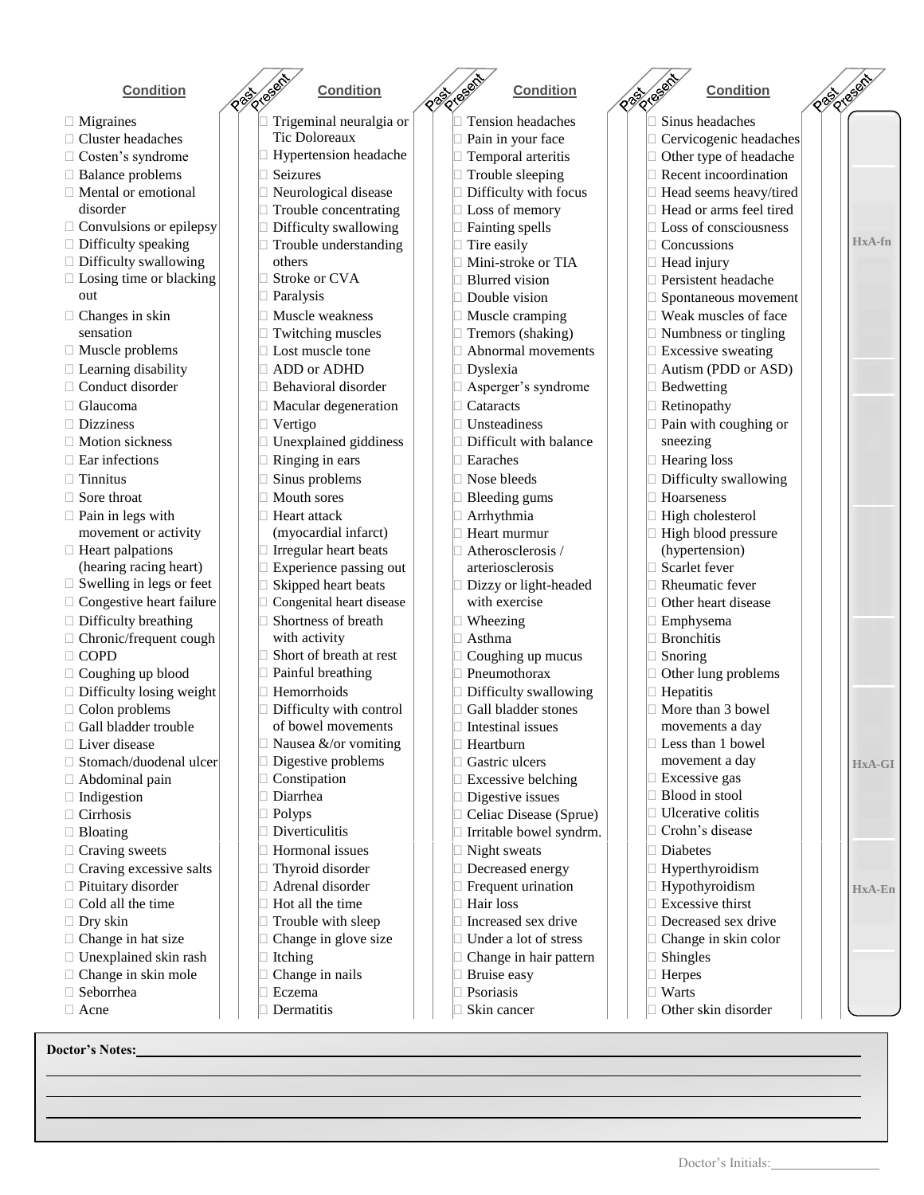| Condition | Past | Present | Condition | Past | Present | Condition | Past | Present | Condition | Past | Present |
|---|---|---|---|---|---|---|---|---|---|---|---|
| ☐ Migraines | | | ☐ Trigeminal neuralgia or Tic Doloreaux | | | ☐ Tension headaches | | | ☐ Sinus headaches | | |
| ☐ Cluster headaches | | | ☐ Hypertension headache | | | ☐ Pain in your face | | | ☐ Cervicogenic headaches | | |
| ☐ Costen's syndrome | | | ☐ Seizures | | | ☐ Temporal arteritis | | | ☐ Other type of headache | | |
| ☐ Balance problems | | | ☐ Neurological disease | | | ☐ Trouble sleeping | | | ☐ Recent incoordination | | |
| ☐ Mental or emotional disorder | | | ☐ Trouble concentrating | | | ☐ Difficulty with focus | | | ☐ Head seems heavy/tired | | |
| ☐ Convulsions or epilepsy | | | ☐ Difficulty swallowing | | | ☐ Loss of memory | | | ☐ Head or arms feel tired | | |
| ☐ Difficulty speaking | | | ☐ Trouble understanding others | | | ☐ Fainting spells | | | ☐ Loss of consciousness | | |
| ☐ Difficulty swallowing | | | ☐ Stroke or CVA | | | ☐ Tire easily | | | ☐ Concussions | | |
| ☐ Losing time or blacking out | | | ☐ Paralysis | | | ☐ Mini-stroke or TIA | | | ☐ Head injury | | |
| | | | | | | ☐ Blurred vision | | | ☐ Persistent headache | | |
| | | | | | | ☐ Double vision | | | ☐ Spontaneous movement | | |
| ☐ Changes in skin sensation | | | ☐ Muscle weakness | | | ☐ Muscle cramping | | | ☐ Weak muscles of face | | |
| | | | ☐ Twitching muscles | | | ☐ Tremors (shaking) | | | ☐ Numbness or tingling | | |
| ☐ Muscle problems | | | ☐ Lost muscle tone | | | ☐ Abnormal movements | | | ☐ Excessive sweating | | |
| ☐ Learning disability | | | ☐ ADD or ADHD | | | ☐ Dyslexia | | | ☐ Autism (PDD or ASD) | | |
| ☐ Conduct disorder | | | ☐ Behavioral disorder | | | ☐ Asperger's syndrome | | | ☐ Bedwetting | | |
| ☐ Glaucoma | | | ☐ Macular degeneration | | | ☐ Cataracts | | | ☐ Retinopathy | | |
| ☐ Dizziness | | | ☐ Vertigo | | | ☐ Unsteadiness | | | ☐ Pain with coughing or sneezing | | |
| ☐ Motion sickness | | | ☐ Unexplained giddiness | | | ☐ Difficult with balance | | | | | |
| ☐ Ear infections | | | ☐ Ringing in ears | | | ☐ Earaches | | | ☐ Hearing loss | | |
| ☐ Tinnitus | | | ☐ Sinus problems | | | ☐ Nose bleeds | | | ☐ Difficulty swallowing | | |
| ☐ Sore throat | | | ☐ Mouth sores | | | ☐ Bleeding gums | | | ☐ Hoarseness | | |
| ☐ Pain in legs with movement or activity | | | ☐ Heart attack (myocardial infarct) | | | ☐ Arrhythmia | | | ☐ High cholesterol | | |
| | | | | | | ☐ Heart murmur | | | ☐ High blood pressure (hypertension) | | |
| ☐ Heart palpations (hearing racing heart) | | | ☐ Irregular heart beats | | | ☐ Atherosclerosis / arteriosclerosis | | | | | |
| | | | ☐ Experience passing out | | | | | | ☐ Scarlet fever | | |
| ☐ Swelling in legs or feet | | | ☐ Skipped heart beats | | | ☐ Dizzy or light-headed with exercise | | | ☐ Rheumatic fever | | |
| ☐ Congestive heart failure | | | ☐ Congenital heart disease | | | | | | ☐ Other heart disease | | |
| ☐ Difficulty breathing | | | ☐ Shortness of breath with activity | | | ☐ Wheezing | | | ☐ Emphysema | | |
| ☐ Chronic/frequent cough | | | | | | ☐ Asthma | | | ☐ Bronchitis | | |
| ☐ COPD | | | ☐ Short of breath at rest | | | ☐ Coughing up mucus | | | ☐ Snoring | | |
| ☐ Coughing up blood | | | ☐ Painful breathing | | | ☐ Pneumothorax | | | ☐ Other lung problems | | |
| ☐ Difficulty losing weight | | | ☐ Hemorrhoids | | | ☐ Difficulty swallowing | | | ☐ Hepatitis | | |
| ☐ Colon problems | | | ☐ Difficulty with control of bowel movements | | | ☐ Gall bladder stones | | | ☐ More than 3 bowel movements a day | | |
| ☐ Gall bladder trouble | | | | | | ☐ Intestinal issues | | | | | |
| ☐ Liver disease | | | ☐ Nausea &/or vomiting | | | ☐ Heartburn | | | ☐ Less than 1 bowel movement a day | | |
| ☐ Stomach/duodenal ulcer | | | ☐ Digestive problems | | | ☐ Gastric ulcers | | | | | |
| ☐ Abdominal pain | | | ☐ Constipation | | | ☐ Excessive belching | | | ☐ Excessive gas | | |
| ☐ Indigestion | | | ☐ Diarrhea | | | ☐ Digestive issues | | | ☐ Blood in stool | | |
| ☐ Cirrhosis | | | ☐ Polyps | | | ☐ Celiac Disease (Sprue) | | | ☐ Ulcerative colitis | | |
| ☐ Bloating | | | ☐ Diverticulitis | | | ☐ Irritable bowel syndrm. | | | ☐ Crohn's disease | | |
| ☐ Craving sweets | | | ☐ Hormonal issues | | | ☐ Night sweats | | | ☐ Diabetes | | |
| ☐ Craving excessive salts | | | ☐ Thyroid disorder | | | ☐ Decreased energy | | | ☐ Hyperthyroidism | | |
| ☐ Pituitary disorder | | | ☐ Adrenal disorder | | | ☐ Frequent urination | | | ☐ Hypothyroidism | | |
| ☐ Cold all the time | | | ☐ Hot all the time | | | ☐ Hair loss | | | ☐ Excessive thirst | | |
| ☐ Dry skin | | | ☐ Trouble with sleep | | | ☐ Increased sex drive | | | ☐ Decreased sex drive | | |
| ☐ Change in hat size | | | ☐ Change in glove size | | | ☐ Under a lot of stress | | | ☐ Change in skin color | | |
| ☐ Unexplained skin rash | | | ☐ Itching | | | ☐ Change in hair pattern | | | ☐ Shingles | | |
| ☐ Change in skin mole | | | ☐ Change in nails | | | ☐ Bruise easy | | | ☐ Herpes | | |
| ☐ Seborrhea | | | ☐ Eczema | | | ☐ Psoriasis | | | ☐ Warts | | |
| ☐ Acne | | | ☐ Dermatitis | | | ☐ Skin cancer | | | ☐ Other skin disorder | | |

HxA-fn

HxA-GI

HxA-En

**Doctor's Notes:**\_\_\_\_\_\_\_\_\_\_\_\_\_\_\_\_\_\_\_\_\_\_\_\_\_\_\_\_\_\_\_\_\_\_\_\_\_\_\_\_\_\_\_\_\_\_\_\_\_\_\_\_\_\_\_\_\_\_\_\_

\_\_\_\_\_\_\_\_\_\_\_\_\_\_\_\_\_\_\_\_\_\_\_\_\_\_\_\_\_\_\_\_\_\_\_\_\_\_\_\_\_\_\_\_\_\_\_\_\_\_\_\_\_\_\_\_\_\_\_\_\_\_\_\_\_\_\_\_\_\_\_\_

\_\_\_\_\_\_\_\_\_\_\_\_\_\_\_\_\_\_\_\_\_\_\_\_\_\_\_\_\_\_\_\_\_\_\_\_\_\_\_\_\_\_\_\_\_\_\_\_\_\_\_\_\_\_\_\_\_\_\_\_\_\_\_\_\_\_\_\_\_\_\_\_

\_\_\_\_\_\_\_\_\_\_\_\_\_\_\_\_\_\_\_\_\_\_\_\_\_\_\_\_\_\_\_\_\_\_\_\_\_\_\_\_\_\_\_\_\_\_\_\_\_\_\_\_\_\_\_\_\_\_\_\_\_\_\_\_\_\_\_\_\_\_\_\_

Doctor's Initials:\_\_\_\_\_\_\_\_\_\_\_\_\_\_\_\_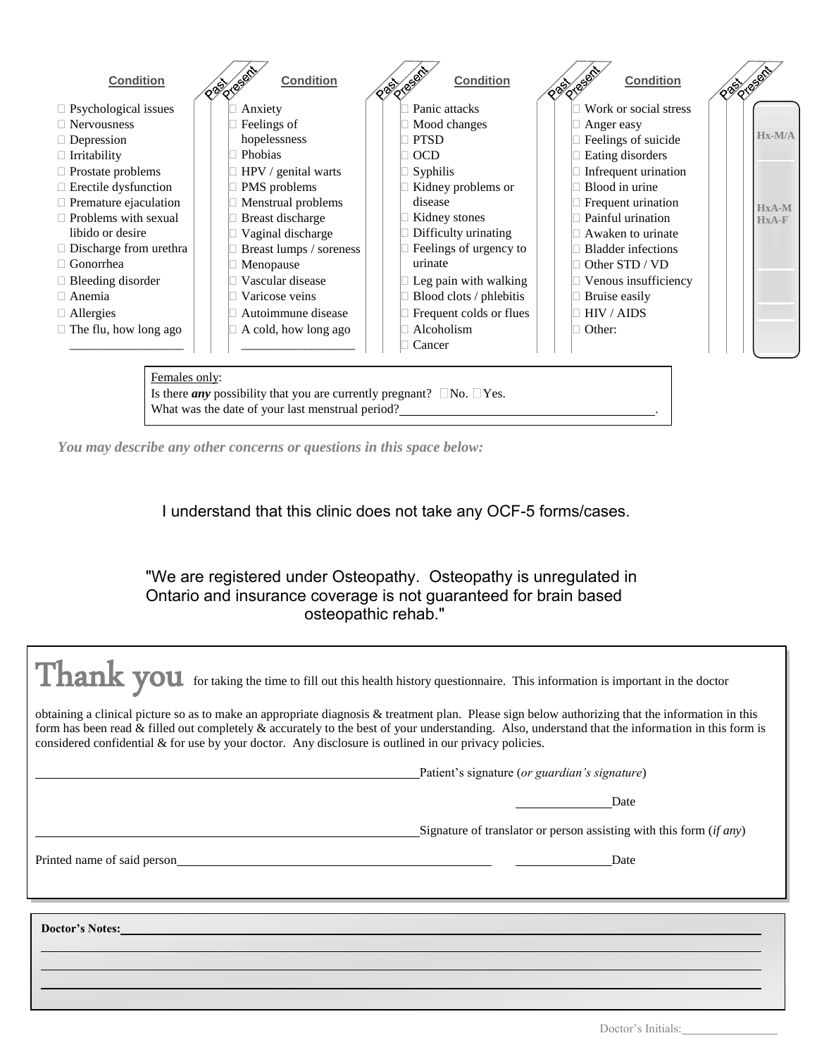| Condition | Past | Present | Condition | Past | Present | Condition | Past | Present | Condition | Past | Present |
|---|---|---|---|---|---|---|---|---|---|---|---|
| ☐ Psychological issues | | | ☐ Anxiety | | | ☐ Panic attacks | | | ☐ Work or social stress | | |
| ☐ Nervousness | | | ☐ Feelings of hopelessness | | | ☐ Mood changes | | | ☐ Anger easy | | |
| ☐ Depression | | | ☐ Phobias | | | ☐ PTSD | | | ☐ Feelings of suicide | | |
| ☐ Irritability | | | | | | ☐ OCD | | | ☐ Eating disorders | | |
| ☐ Prostate problems | | | ☐ HPV / genital warts | | | ☐ Syphilis | | | ☐ Infrequent urination | | |
| ☐ Erectile dysfunction | | | ☐ PMS problems | | | ☐ Kidney problems or disease | | | ☐ Blood in urine | | |
| ☐ Premature ejaculation | | | ☐ Menstrual problems | | | | | | ☐ Frequent urination | | |
| ☐ Problems with sexual libido or desire | | | ☐ Breast discharge | | | ☐ Kidney stones | | | ☐ Painful urination | | |
| | | | ☐ Vaginal discharge | | | ☐ Difficulty urinating | | | ☐ Awaken to urinate | | |
| ☐ Discharge from urethra | | | ☐ Breast lumps / soreness | | | ☐ Feelings of urgency to urinate | | | ☐ Bladder infections | | |
| ☐ Gonorrhea | | | ☐ Menopause | | | | | | ☐ Other STD / VD | | |
| ☐ Bleeding disorder | | | ☐ Vascular disease | | | ☐ Leg pain with walking | | | ☐ Venous insufficiency | | |
| ☐ Anemia | | | ☐ Varicose veins | | | ☐ Blood clots / phlebitis | | | ☐ Bruise easily | | |
| ☐ Allergies | | | ☐ Autoimmune disease | | | ☐ Frequent colds or flues | | | ☐ HIV / AIDS | | |
| ☐ The flu, how long ago ________________ | | | ☐ A cold, how long ago ________________ | | | ☐ Alcoholism | | | ☐ Other: | | |
| | | | | | | ☐ Cancer | | | | | |

Hx-M/A

HxA-M
HxA-F

Females only:
Is there ***any*** possibility that you are currently pregnant? ☐No. ☐Yes.
What was the date of your last menstrual period?________________________________________.

***You may describe any other concerns or questions in this space below:***

I understand that this clinic does not take any OCF-5 forms/cases.

"We are registered under Osteopathy. Osteopathy is unregulated in Ontario and insurance coverage is not guaranteed for brain based osteopathic rehab."

# Thank you

for taking the time to fill out this health history questionnaire. This information is important in the doctor obtaining a clinical picture so as to make an appropriate diagnosis & treatment plan. Please sign below authorizing that the information in this form has been read & filled out completely & accurately to the best of your understanding. Also, understand that the information in this form is considered confidential & for use by your doctor. Any disclosure is outlined in our privacy policies.

________________________________________ Patient's signature (*or guardian's signature*)

______________ Date

________________________________________ Signature of translator or person assisting with this form (*if any*)

Printed name of said person________________________________________ ______________ Date

**Doctor's Notes:**______________________________________________________________________

______________________________________________________________________

______________________________________________________________________

______________________________________________________________________

Doctor's Initials:________________